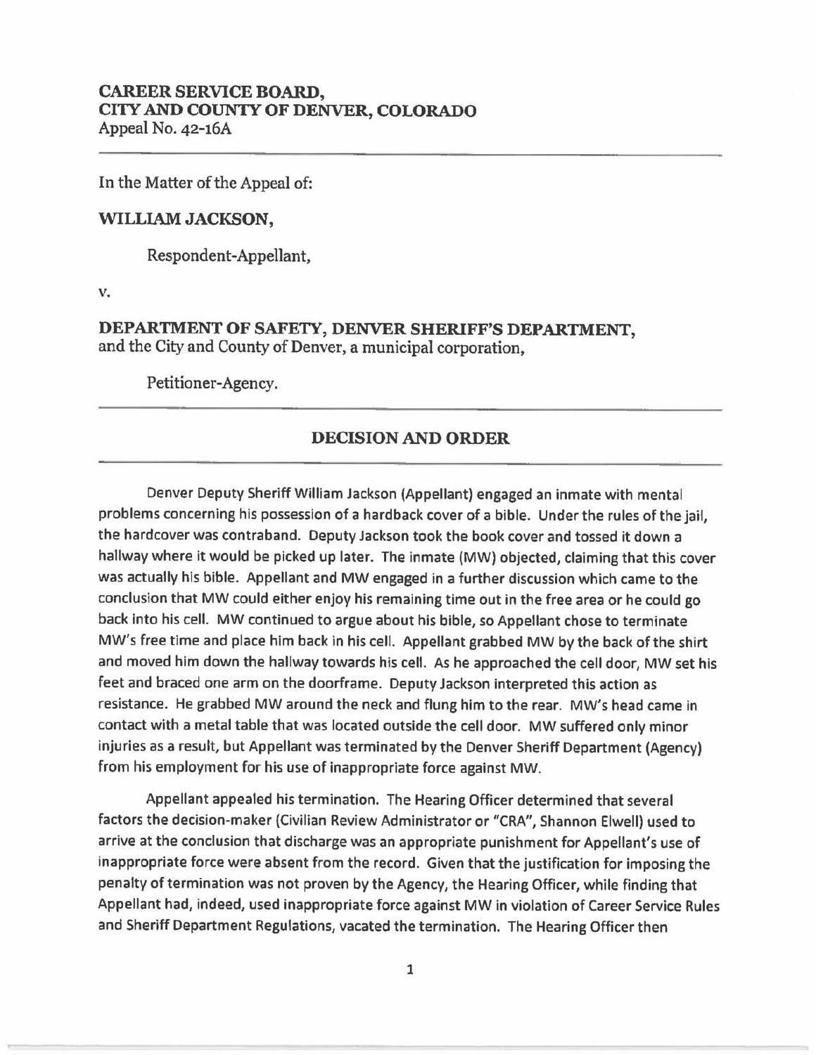**CAREER SERVICE BOARD,**
**CITY AND COUNTY OF DENVER, COLORADO**
Appeal No. 42-16A

---

In the Matter of the Appeal of:

**WILLIAM JACKSON,**

Respondent-Appellant,

v.

**DEPARTMENT OF SAFETY, DENVER SHERIFF'S DEPARTMENT,**
and the City and County of Denver, a municipal corporation,

Petitioner-Agency.

---

## DECISION AND ORDER

---

Denver Deputy Sheriff William Jackson (Appellant) engaged an inmate with mental problems concerning his possession of a hardback cover of a bible. Under the rules of the jail, the hardcover was contraband. Deputy Jackson took the book cover and tossed it down a hallway where it would be picked up later. The inmate (MW) objected, claiming that this cover was actually his bible. Appellant and MW engaged in a further discussion which came to the conclusion that MW could either enjoy his remaining time out in the free area or he could go back into his cell. MW continued to argue about his bible, so Appellant chose to terminate MW's free time and place him back in his cell. Appellant grabbed MW by the back of the shirt and moved him down the hallway towards his cell. As he approached the cell door, MW set his feet and braced one arm on the doorframe. Deputy Jackson interpreted this action as resistance. He grabbed MW around the neck and flung him to the rear. MW's head came in contact with a metal table that was located outside the cell door. MW suffered only minor injuries as a result, but Appellant was terminated by the Denver Sheriff Department (Agency) from his employment for his use of inappropriate force against MW.

Appellant appealed his termination. The Hearing Officer determined that several factors the decision-maker (Civilian Review Administrator or "CRA", Shannon Elwell) used to arrive at the conclusion that discharge was an appropriate punishment for Appellant's use of inappropriate force were absent from the record. Given that the justification for imposing the penalty of termination was not proven by the Agency, the Hearing Officer, while finding that Appellant had, indeed, used inappropriate force against MW in violation of Career Service Rules and Sheriff Department Regulations, vacated the termination. The Hearing Officer then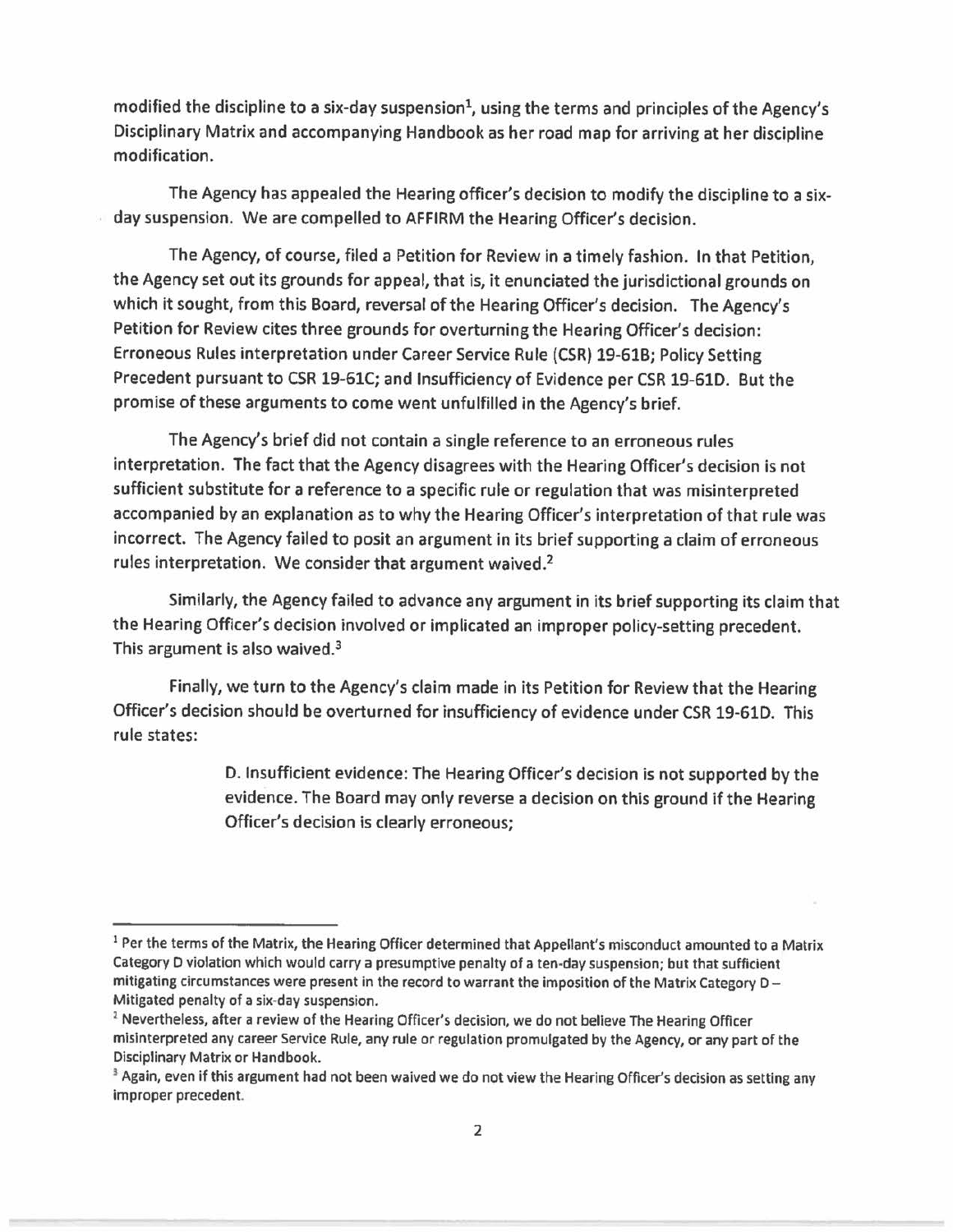modified the discipline to a six-day suspension[1], using the terms and principles of the Agency's Disciplinary Matrix and accompanying Handbook as her road map for arriving at her discipline modification.

The Agency has appealed the Hearing officer's decision to modify the discipline to a six-day suspension. We are compelled to AFFIRM the Hearing Officer's decision.

The Agency, of course, filed a Petition for Review in a timely fashion. In that Petition, the Agency set out its grounds for appeal, that is, it enunciated the jurisdictional grounds on which it sought, from this Board, reversal of the Hearing Officer's decision. The Agency's Petition for Review cites three grounds for overturning the Hearing Officer's decision: Erroneous Rules interpretation under Career Service Rule (CSR) 19-61B; Policy Setting Precedent pursuant to CSR 19-61C; and Insufficiency of Evidence per CSR 19-61D. But the promise of these arguments to come went unfulfilled in the Agency's brief.

The Agency's brief did not contain a single reference to an erroneous rules interpretation. The fact that the Agency disagrees with the Hearing Officer's decision is not sufficient substitute for a reference to a specific rule or regulation that was misinterpreted accompanied by an explanation as to why the Hearing Officer's interpretation of that rule was incorrect. The Agency failed to posit an argument in its brief supporting a claim of erroneous rules interpretation. We consider that argument waived.[2]

Similarly, the Agency failed to advance any argument in its brief supporting its claim that the Hearing Officer's decision involved or implicated an improper policy-setting precedent. This argument is also waived.[3]

Finally, we turn to the Agency's claim made in its Petition for Review that the Hearing Officer's decision should be overturned for insufficiency of evidence under CSR 19-61D. This rule states:

> D. Insufficient evidence: The Hearing Officer's decision is not supported by the evidence. The Board may only reverse a decision on this ground if the Hearing Officer's decision is clearly erroneous;

---

[1] Per the terms of the Matrix, the Hearing Officer determined that Appellant's misconduct amounted to a Matrix Category D violation which would carry a presumptive penalty of a ten-day suspension; but that sufficient mitigating circumstances were present in the record to warrant the imposition of the Matrix Category D – Mitigated penalty of a six-day suspension.

[2] Nevertheless, after a review of the Hearing Officer's decision, we do not believe The Hearing Officer misinterpreted any career Service Rule, any rule or regulation promulgated by the Agency, or any part of the Disciplinary Matrix or Handbook.

[3] Again, even if this argument had not been waived we do not view the Hearing Officer's decision as setting any improper precedent.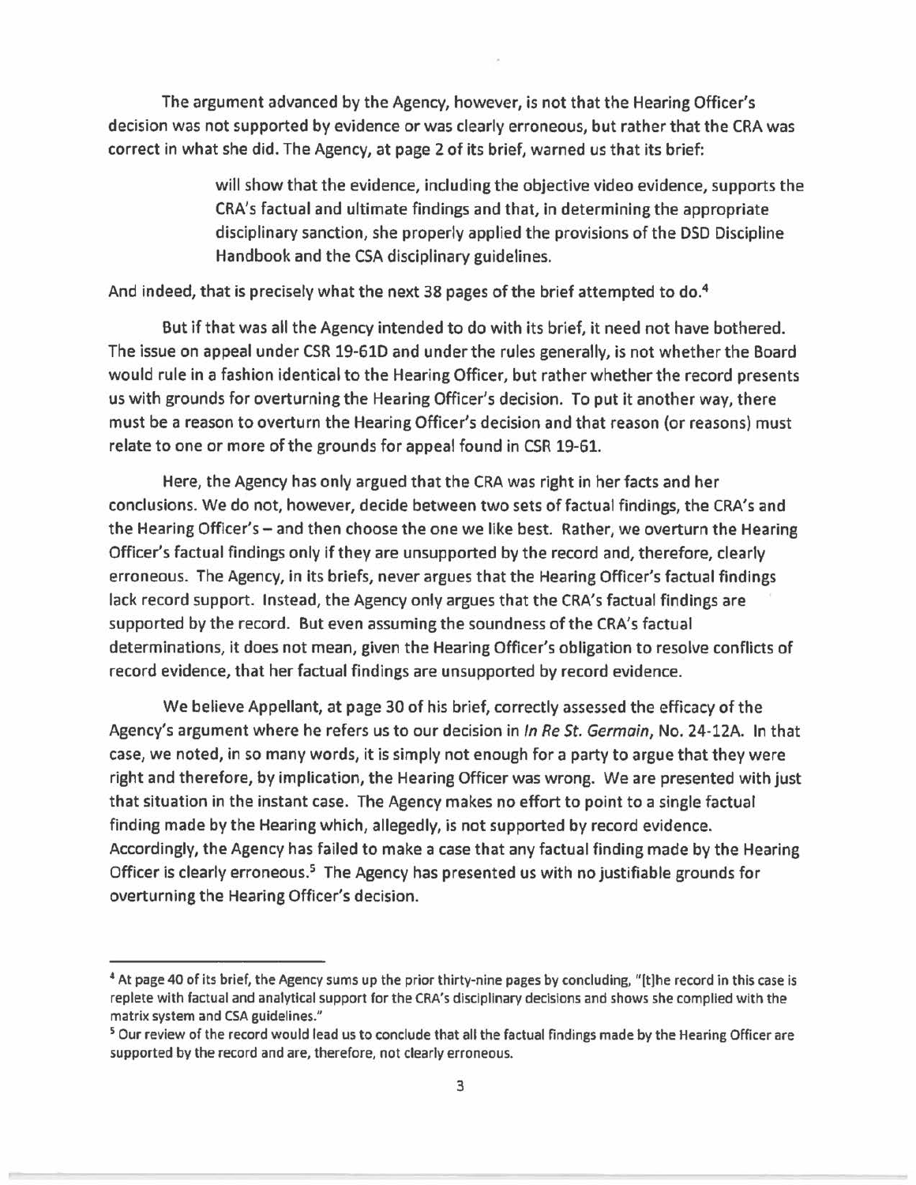The argument advanced by the Agency, however, is not that the Hearing Officer's decision was not supported by evidence or was clearly erroneous, but rather that the CRA was correct in what she did. The Agency, at page 2 of its brief, warned us that its brief:

> will show that the evidence, including the objective video evidence, supports the CRA's factual and ultimate findings and that, in determining the appropriate disciplinary sanction, she properly applied the provisions of the DSD Discipline Handbook and the CSA disciplinary guidelines.

And indeed, that is precisely what the next 38 pages of the brief attempted to do.[4]

But if that was all the Agency intended to do with its brief, it need not have bothered. The issue on appeal under CSR 19-61D and under the rules generally, is not whether the Board would rule in a fashion identical to the Hearing Officer, but rather whether the record presents us with grounds for overturning the Hearing Officer's decision. To put it another way, there must be a reason to overturn the Hearing Officer's decision and that reason (or reasons) must relate to one or more of the grounds for appeal found in CSR 19-61.

Here, the Agency has only argued that the CRA was right in her facts and her conclusions. We do not, however, decide between two sets of factual findings, the CRA's and the Hearing Officer's – and then choose the one we like best. Rather, we overturn the Hearing Officer's factual findings only if they are unsupported by the record and, therefore, clearly erroneous. The Agency, in its briefs, never argues that the Hearing Officer's factual findings lack record support. Instead, the Agency only argues that the CRA's factual findings are supported by the record. But even assuming the soundness of the CRA's factual determinations, it does not mean, given the Hearing Officer's obligation to resolve conflicts of record evidence, that her factual findings are unsupported by record evidence.

We believe Appellant, at page 30 of his brief, correctly assessed the efficacy of the Agency's argument where he refers us to our decision in *In Re St. Germain*, No. 24-12A. In that case, we noted, in so many words, it is simply not enough for a party to argue that they were right and therefore, by implication, the Hearing Officer was wrong. We are presented with just that situation in the instant case. The Agency makes no effort to point to a single factual finding made by the Hearing which, allegedly, is not supported by record evidence. Accordingly, the Agency has failed to make a case that any factual finding made by the Hearing Officer is clearly erroneous.[5] The Agency has presented us with no justifiable grounds for overturning the Hearing Officer's decision.

---

[4] At page 40 of its brief, the Agency sums up the prior thirty-nine pages by concluding, "[t]he record in this case is replete with factual and analytical support for the CRA's disciplinary decisions and shows she complied with the matrix system and CSA guidelines."

[5] Our review of the record would lead us to conclude that all the factual findings made by the Hearing Officer are supported by the record and are, therefore, not clearly erroneous.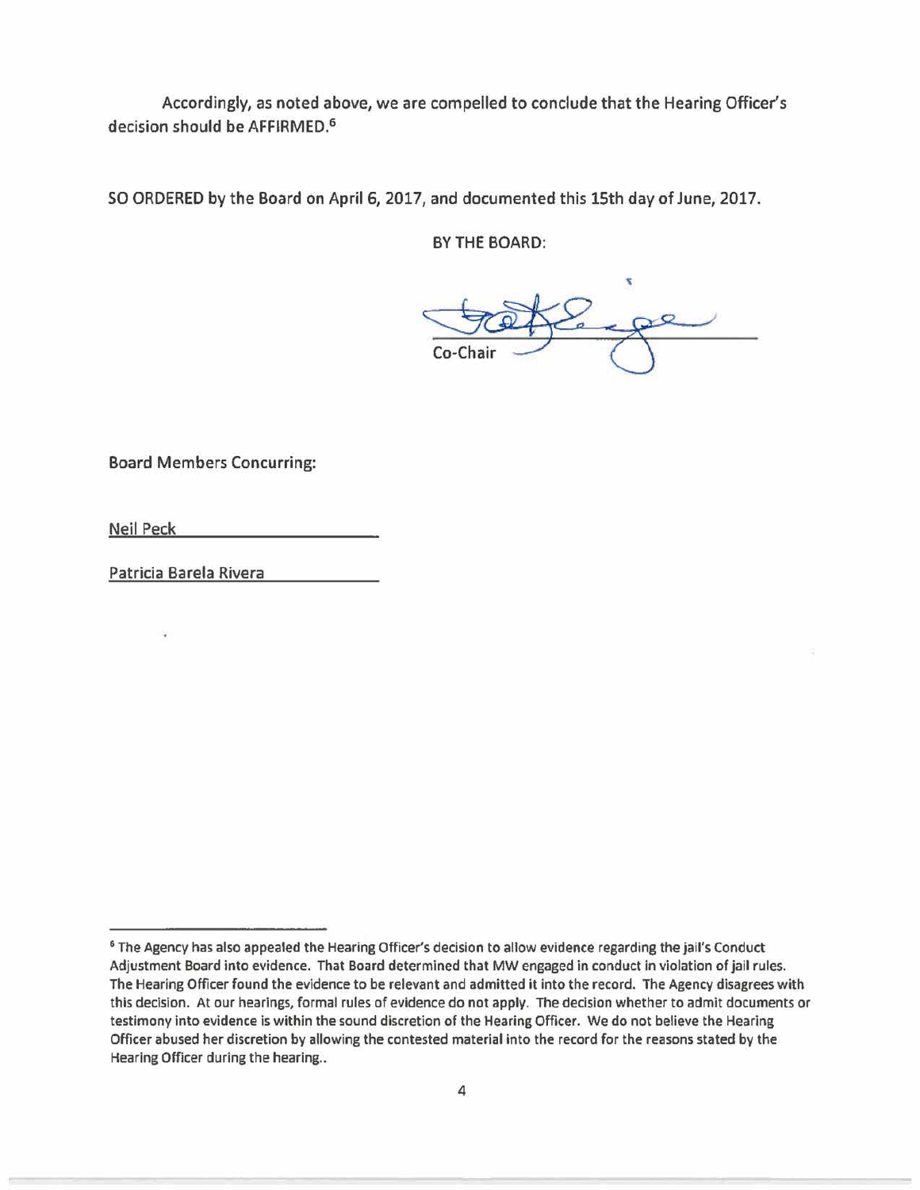Accordingly, as noted above, we are compelled to conclude that the Hearing Officer's decision should be AFFIRMED.[6]

SO ORDERED by the Board on April 6, 2017, and documented this 15th day of June, 2017.

BY THE BOARD:

Co-Chair

Board Members Concurring:

Neil Peck

Patricia Barela Rivera

---

[6] The Agency has also appealed the Hearing Officer's decision to allow evidence regarding the jail's Conduct Adjustment Board into evidence. That Board determined that MW engaged in conduct in violation of jail rules. The Hearing Officer found the evidence to be relevant and admitted it into the record. The Agency disagrees with this decision. At our hearings, formal rules of evidence do not apply. The decision whether to admit documents or testimony into evidence is within the sound discretion of the Hearing Officer. We do not believe the Hearing Officer abused her discretion by allowing the contested material into the record for the reasons stated by the Hearing Officer during the hearing..